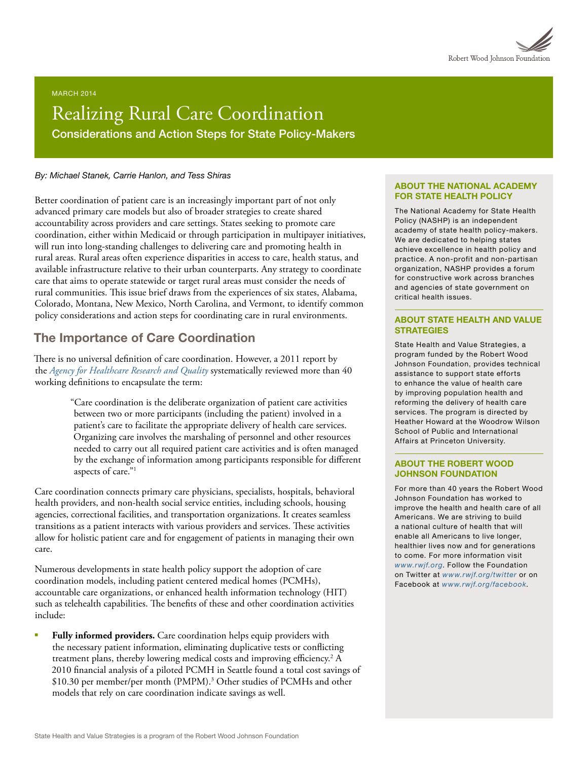MARCH 2014

# Realizing Rural Care Coordination

**Considerations and Action Steps for State Policy-Makers**

*By: Michael Stanek, Carrie Hanlon, and Tess Shiras*

Better coordination of patient care is an increasingly important part of not only advanced primary care models but also of broader strategies to create shared accountability across providers and care settings. States seeking to promote care coordination, either within Medicaid or through participation in multipayer initiatives, will run into long-standing challenges to delivering care and promoting health in rural areas. Rural areas often experience disparities in access to care, health status, and available infrastructure relative to their urban counterparts. Any strategy to coordinate care that aims to operate statewide or target rural areas must consider the needs of rural communities. This issue brief draws from the experiences of six states, Alabama, Colorado, Montana, New Mexico, North Carolina, and Vermont, to identify common policy considerations and action steps for coordinating care in rural environments.

## The Importance of Care Coordination

There is no universal definition of care coordination. However, a 2011 report by the *Agency for Healthcare Research and Quality* systematically reviewed more than 40 working definitions to encapsulate the term:

> "Care coordination is the deliberate organization of patient care activities between two or more participants (including the patient) involved in a patient's care to facilitate the appropriate delivery of health care services. Organizing care involves the marshaling of personnel and other resources needed to carry out all required patient care activities and is often managed by the exchange of information among participants responsible for different aspects of care."[1]

Care coordination connects primary care physicians, specialists, hospitals, behavioral health providers, and non-health social service entities, including schools, housing agencies, correctional facilities, and transportation organizations. It creates seamless transitions as a patient interacts with various providers and services. These activities allow for holistic patient care and for engagement of patients in managing their own care.

Numerous developments in state health policy support the adoption of care coordination models, including patient centered medical homes (PCMHs), accountable care organizations, or enhanced health information technology (HIT) such as telehealth capabilities. The benefits of these and other coordination activities include:

- **Fully informed providers.** Care coordination helps equip providers with the necessary patient information, eliminating duplicative tests or conflicting treatment plans, thereby lowering medical costs and improving efficiency.[2] A 2010 financial analysis of a piloted PCMH in Seattle found a total cost savings of $10.30 per member/per month (PMPM).[3] Other studies of PCMHs and other models that rely on care coordination indicate savings as well.

### ABOUT THE NATIONAL ACADEMY FOR STATE HEALTH POLICY

The National Academy for State Health Policy (NASHP) is an independent academy of state health policy-makers. We are dedicated to helping states achieve excellence in health policy and practice. A non-profit and non-partisan organization, NASHP provides a forum for constructive work across branches and agencies of state government on critical health issues.

### ABOUT STATE HEALTH AND VALUE STRATEGIES

State Health and Value Strategies, a program funded by the Robert Wood Johnson Foundation, provides technical assistance to support state efforts to enhance the value of health care by improving population health and reforming the delivery of health care services. The program is directed by Heather Howard at the Woodrow Wilson School of Public and International Affairs at Princeton University.

### ABOUT THE ROBERT WOOD JOHNSON FOUNDATION

For more than 40 years the Robert Wood Johnson Foundation has worked to improve the health and health care of all Americans. We are striving to build a national culture of health that will enable all Americans to live longer, healthier lives now and for generations to come. For more information visit *www.rwjf.org*. Follow the Foundation on Twitter at *www.rwjf.org/twitter* or on Facebook at *www.rwjf.org/facebook*.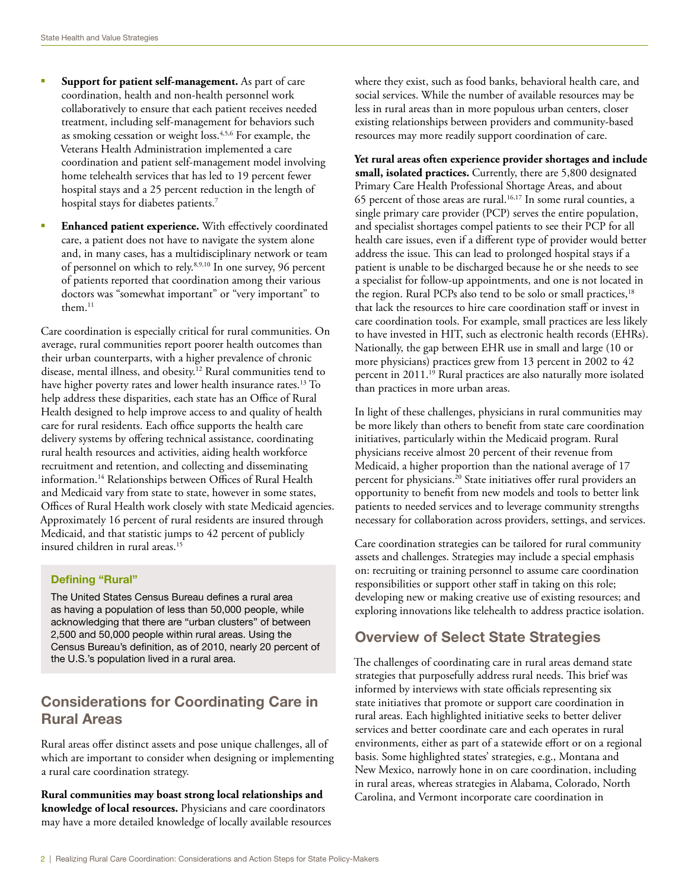- **Support for patient self-management.** As part of care coordination, health and non-health personnel work collaboratively to ensure that each patient receives needed treatment, including self-management for behaviors such as smoking cessation or weight loss.[4,5,6] For example, the Veterans Health Administration implemented a care coordination and patient self-management model involving home telehealth services that has led to 19 percent fewer hospital stays and a 25 percent reduction in the length of hospital stays for diabetes patients.[7]
- **Enhanced patient experience.** With effectively coordinated care, a patient does not have to navigate the system alone and, in many cases, has a multidisciplinary network or team of personnel on which to rely.[8,9,10] In one survey, 96 percent of patients reported that coordination among their various doctors was "somewhat important" or "very important" to them.[11]

Care coordination is especially critical for rural communities. On average, rural communities report poorer health outcomes than their urban counterparts, with a higher prevalence of chronic disease, mental illness, and obesity.[12] Rural communities tend to have higher poverty rates and lower health insurance rates.[13] To help address these disparities, each state has an Office of Rural Health designed to help improve access to and quality of health care for rural residents. Each office supports the health care delivery systems by offering technical assistance, coordinating rural health resources and activities, aiding health workforce recruitment and retention, and collecting and disseminating information.[14] Relationships between Offices of Rural Health and Medicaid vary from state to state, however in some states, Offices of Rural Health work closely with state Medicaid agencies. Approximately 16 percent of rural residents are insured through Medicaid, and that statistic jumps to 42 percent of publicly insured children in rural areas.[15]

**Defining "Rural"**

The United States Census Bureau defines a rural area as having a population of less than 50,000 people, while acknowledging that there are "urban clusters" of between 2,500 and 50,000 people within rural areas. Using the Census Bureau's definition, as of 2010, nearly 20 percent of the U.S.'s population lived in a rural area.

## Considerations for Coordinating Care in Rural Areas

Rural areas offer distinct assets and pose unique challenges, all of which are important to consider when designing or implementing a rural care coordination strategy.

**Rural communities may boast strong local relationships and knowledge of local resources.** Physicians and care coordinators may have a more detailed knowledge of locally available resources where they exist, such as food banks, behavioral health care, and social services. While the number of available resources may be less in rural areas than in more populous urban centers, closer existing relationships between providers and community-based resources may more readily support coordination of care.

**Yet rural areas often experience provider shortages and include small, isolated practices.** Currently, there are 5,800 designated Primary Care Health Professional Shortage Areas, and about 65 percent of those areas are rural.[16,17] In some rural counties, a single primary care provider (PCP) serves the entire population, and specialist shortages compel patients to see their PCP for all health care issues, even if a different type of provider would better address the issue. This can lead to prolonged hospital stays if a patient is unable to be discharged because he or she needs to see a specialist for follow-up appointments, and one is not located in the region. Rural PCPs also tend to be solo or small practices,[18] that lack the resources to hire care coordination staff or invest in care coordination tools. For example, small practices are less likely to have invested in HIT, such as electronic health records (EHRs). Nationally, the gap between EHR use in small and large (10 or more physicians) practices grew from 13 percent in 2002 to 42 percent in 2011.[19] Rural practices are also naturally more isolated than practices in more urban areas.

In light of these challenges, physicians in rural communities may be more likely than others to benefit from state care coordination initiatives, particularly within the Medicaid program. Rural physicians receive almost 20 percent of their revenue from Medicaid, a higher proportion than the national average of 17 percent for physicians.[20] State initiatives offer rural providers an opportunity to benefit from new models and tools to better link patients to needed services and to leverage community strengths necessary for collaboration across providers, settings, and services.

Care coordination strategies can be tailored for rural community assets and challenges. Strategies may include a special emphasis on: recruiting or training personnel to assume care coordination responsibilities or support other staff in taking on this role; developing new or making creative use of existing resources; and exploring innovations like telehealth to address practice isolation.

## Overview of Select State Strategies

The challenges of coordinating care in rural areas demand state strategies that purposefully address rural needs. This brief was informed by interviews with state officials representing six state initiatives that promote or support care coordination in rural areas. Each highlighted initiative seeks to better deliver services and better coordinate care and each operates in rural environments, either as part of a statewide effort or on a regional basis. Some highlighted states' strategies, e.g., Montana and New Mexico, narrowly hone in on care coordination, including in rural areas, whereas strategies in Alabama, Colorado, North Carolina, and Vermont incorporate care coordination in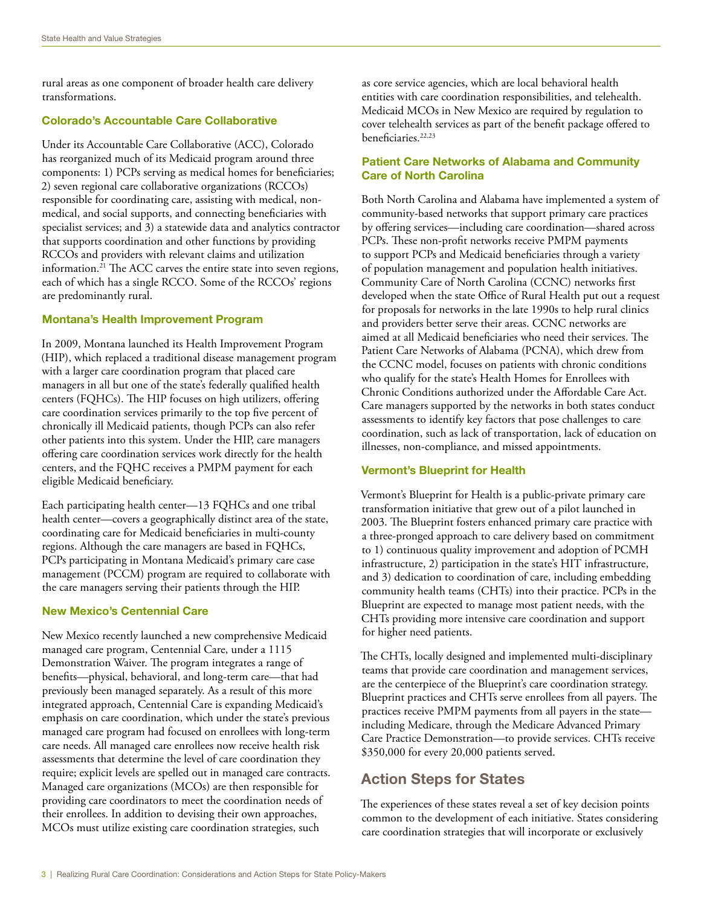rural areas as one component of broader health care delivery transformations.

### Colorado's Accountable Care Collaborative

Under its Accountable Care Collaborative (ACC), Colorado has reorganized much of its Medicaid program around three components: 1) PCPs serving as medical homes for beneficiaries; 2) seven regional care collaborative organizations (RCCOs) responsible for coordinating care, assisting with medical, non-medical, and social supports, and connecting beneficiaries with specialist services; and 3) a statewide data and analytics contractor that supports coordination and other functions by providing RCCOs and providers with relevant claims and utilization information.[21] The ACC carves the entire state into seven regions, each of which has a single RCCO. Some of the RCCOs' regions are predominantly rural.

### Montana's Health Improvement Program

In 2009, Montana launched its Health Improvement Program (HIP), which replaced a traditional disease management program with a larger care coordination program that placed care managers in all but one of the state's federally qualified health centers (FQHCs). The HIP focuses on high utilizers, offering care coordination services primarily to the top five percent of chronically ill Medicaid patients, though PCPs can also refer other patients into this system. Under the HIP, care managers offering care coordination services work directly for the health centers, and the FQHC receives a PMPM payment for each eligible Medicaid beneficiary.

Each participating health center—13 FQHCs and one tribal health center—covers a geographically distinct area of the state, coordinating care for Medicaid beneficiaries in multi-county regions. Although the care managers are based in FQHCs, PCPs participating in Montana Medicaid's primary care case management (PCCM) program are required to collaborate with the care managers serving their patients through the HIP.

### New Mexico's Centennial Care

New Mexico recently launched a new comprehensive Medicaid managed care program, Centennial Care, under a 1115 Demonstration Waiver. The program integrates a range of benefits—physical, behavioral, and long-term care—that had previously been managed separately. As a result of this more integrated approach, Centennial Care is expanding Medicaid's emphasis on care coordination, which under the state's previous managed care program had focused on enrollees with long-term care needs. All managed care enrollees now receive health risk assessments that determine the level of care coordination they require; explicit levels are spelled out in managed care contracts. Managed care organizations (MCOs) are then responsible for providing care coordinators to meet the coordination needs of their enrollees. In addition to devising their own approaches, MCOs must utilize existing care coordination strategies, such as core service agencies, which are local behavioral health entities with care coordination responsibilities, and telehealth. Medicaid MCOs in New Mexico are required by regulation to cover telehealth services as part of the benefit package offered to beneficiaries.[22,23]

### Patient Care Networks of Alabama and Community Care of North Carolina

Both North Carolina and Alabama have implemented a system of community-based networks that support primary care practices by offering services—including care coordination—shared across PCPs. These non-profit networks receive PMPM payments to support PCPs and Medicaid beneficiaries through a variety of population management and population health initiatives. Community Care of North Carolina (CCNC) networks first developed when the state Office of Rural Health put out a request for proposals for networks in the late 1990s to help rural clinics and providers better serve their areas. CCNC networks are aimed at all Medicaid beneficiaries who need their services. The Patient Care Networks of Alabama (PCNA), which drew from the CCNC model, focuses on patients with chronic conditions who qualify for the state's Health Homes for Enrollees with Chronic Conditions authorized under the Affordable Care Act. Care managers supported by the networks in both states conduct assessments to identify key factors that pose challenges to care coordination, such as lack of transportation, lack of education on illnesses, non-compliance, and missed appointments.

### Vermont's Blueprint for Health

Vermont's Blueprint for Health is a public-private primary care transformation initiative that grew out of a pilot launched in 2003. The Blueprint fosters enhanced primary care practice with a three-pronged approach to care delivery based on commitment to 1) continuous quality improvement and adoption of PCMH infrastructure, 2) participation in the state's HIT infrastructure, and 3) dedication to coordination of care, including embedding community health teams (CHTs) into their practice. PCPs in the Blueprint are expected to manage most patient needs, with the CHTs providing more intensive care coordination and support for higher need patients.

The CHTs, locally designed and implemented multi-disciplinary teams that provide care coordination and management services, are the centerpiece of the Blueprint's care coordination strategy. Blueprint practices and CHTs serve enrollees from all payers. The practices receive PMPM payments from all payers in the state—including Medicare, through the Medicare Advanced Primary Care Practice Demonstration—to provide services. CHTs receive $350,000 for every 20,000 patients served.

## Action Steps for States

The experiences of these states reveal a set of key decision points common to the development of each initiative. States considering care coordination strategies that will incorporate or exclusively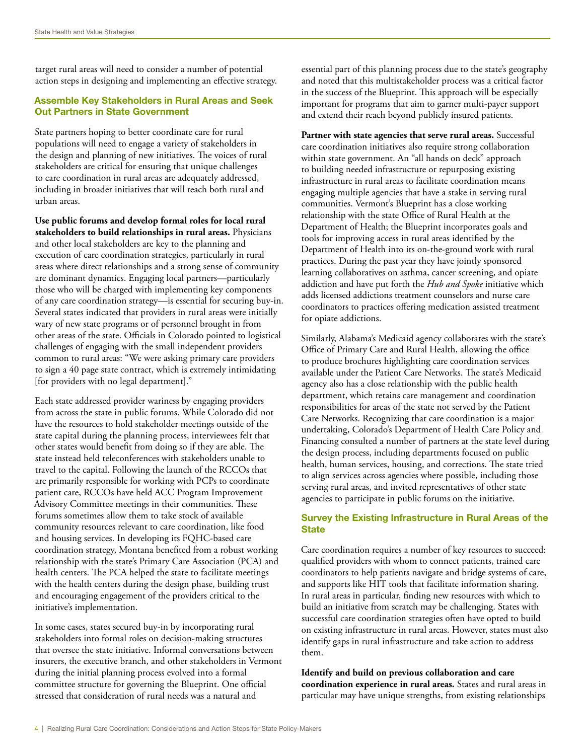target rural areas will need to consider a number of potential action steps in designing and implementing an effective strategy.

### Assemble Key Stakeholders in Rural Areas and Seek Out Partners in State Government

State partners hoping to better coordinate care for rural populations will need to engage a variety of stakeholders in the design and planning of new initiatives. The voices of rural stakeholders are critical for ensuring that unique challenges to care coordination in rural areas are adequately addressed, including in broader initiatives that will reach both rural and urban areas.

**Use public forums and develop formal roles for local rural stakeholders to build relationships in rural areas.** Physicians and other local stakeholders are key to the planning and execution of care coordination strategies, particularly in rural areas where direct relationships and a strong sense of community are dominant dynamics. Engaging local partners—particularly those who will be charged with implementing key components of any care coordination strategy—is essential for securing buy-in. Several states indicated that providers in rural areas were initially wary of new state programs or of personnel brought in from other areas of the state. Officials in Colorado pointed to logistical challenges of engaging with the small independent providers common to rural areas: "We were asking primary care providers to sign a 40 page state contract, which is extremely intimidating [for providers with no legal department]."

Each state addressed provider wariness by engaging providers from across the state in public forums. While Colorado did not have the resources to hold stakeholder meetings outside of the state capital during the planning process, interviewees felt that other states would benefit from doing so if they are able. The state instead held teleconferences with stakeholders unable to travel to the capital. Following the launch of the RCCOs that are primarily responsible for working with PCPs to coordinate patient care, RCCOs have held ACC Program Improvement Advisory Committee meetings in their communities. These forums sometimes allow them to take stock of available community resources relevant to care coordination, like food and housing services. In developing its FQHC-based care coordination strategy, Montana benefited from a robust working relationship with the state's Primary Care Association (PCA) and health centers. The PCA helped the state to facilitate meetings with the health centers during the design phase, building trust and encouraging engagement of the providers critical to the initiative's implementation.

In some cases, states secured buy-in by incorporating rural stakeholders into formal roles on decision-making structures that oversee the state initiative. Informal conversations between insurers, the executive branch, and other stakeholders in Vermont during the initial planning process evolved into a formal committee structure for governing the Blueprint. One official stressed that consideration of rural needs was a natural and essential part of this planning process due to the state's geography and noted that this multistakeholder process was a critical factor in the success of the Blueprint. This approach will be especially important for programs that aim to garner multi-payer support and extend their reach beyond publicly insured patients.

**Partner with state agencies that serve rural areas.** Successful care coordination initiatives also require strong collaboration within state government. An "all hands on deck" approach to building needed infrastructure or repurposing existing infrastructure in rural areas to facilitate coordination means engaging multiple agencies that have a stake in serving rural communities. Vermont's Blueprint has a close working relationship with the state Office of Rural Health at the Department of Health; the Blueprint incorporates goals and tools for improving access in rural areas identified by the Department of Health into its on-the-ground work with rural practices. During the past year they have jointly sponsored learning collaboratives on asthma, cancer screening, and opiate addiction and have put forth the *Hub and Spoke* initiative which adds licensed addictions treatment counselors and nurse care coordinators to practices offering medication assisted treatment for opiate addictions.

Similarly, Alabama's Medicaid agency collaborates with the state's Office of Primary Care and Rural Health, allowing the office to produce brochures highlighting care coordination services available under the Patient Care Networks. The state's Medicaid agency also has a close relationship with the public health department, which retains care management and coordination responsibilities for areas of the state not served by the Patient Care Networks. Recognizing that care coordination is a major undertaking, Colorado's Department of Health Care Policy and Financing consulted a number of partners at the state level during the design process, including departments focused on public health, human services, housing, and corrections. The state tried to align services across agencies where possible, including those serving rural areas, and invited representatives of other state agencies to participate in public forums on the initiative.

### Survey the Existing Infrastructure in Rural Areas of the State

Care coordination requires a number of key resources to succeed: qualified providers with whom to connect patients, trained care coordinators to help patients navigate and bridge systems of care, and supports like HIT tools that facilitate information sharing. In rural areas in particular, finding new resources with which to build an initiative from scratch may be challenging. States with successful care coordination strategies often have opted to build on existing infrastructure in rural areas. However, states must also identify gaps in rural infrastructure and take action to address them.

**Identify and build on previous collaboration and care coordination experience in rural areas.** States and rural areas in particular may have unique strengths, from existing relationships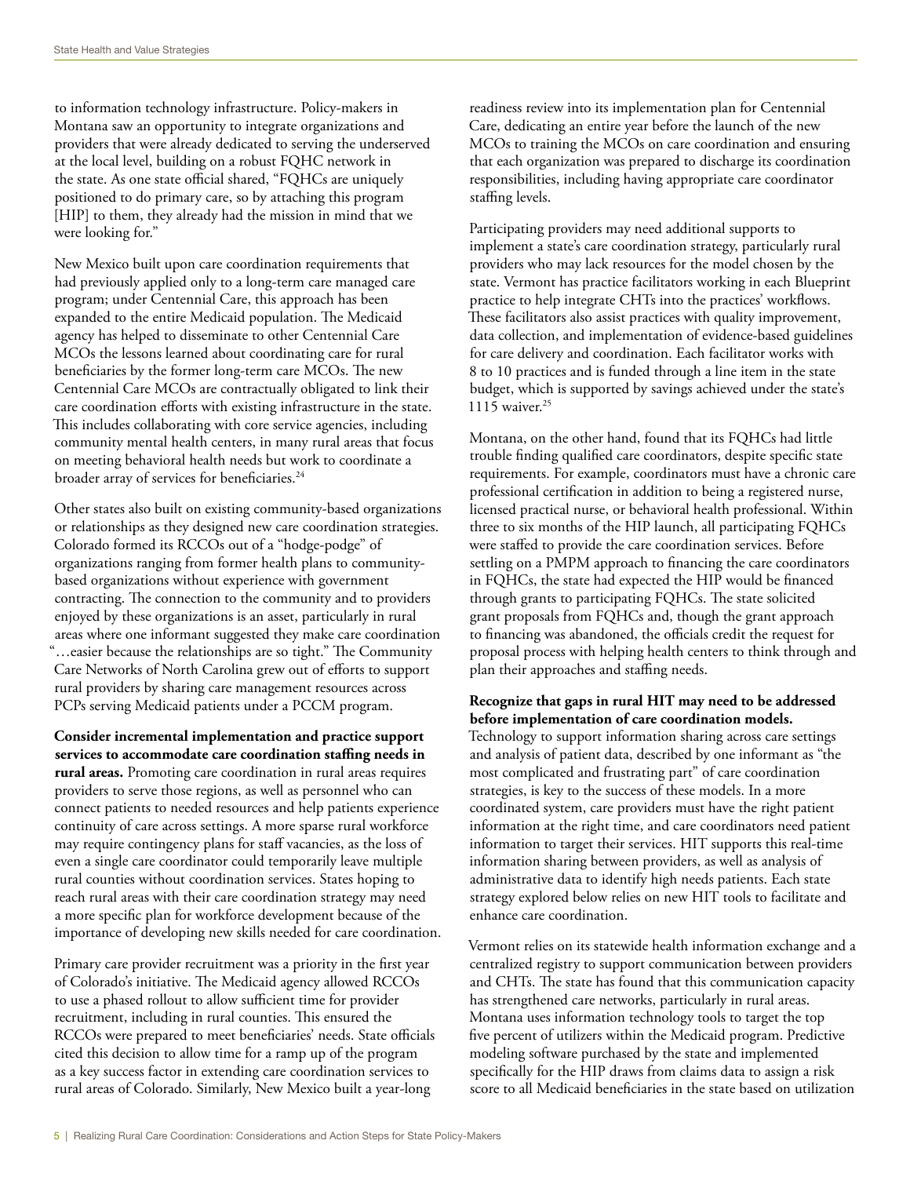to information technology infrastructure. Policy-makers in Montana saw an opportunity to integrate organizations and providers that were already dedicated to serving the underserved at the local level, building on a robust FQHC network in the state. As one state official shared, "FQHCs are uniquely positioned to do primary care, so by attaching this program [HIP] to them, they already had the mission in mind that we were looking for."

New Mexico built upon care coordination requirements that had previously applied only to a long-term care managed care program; under Centennial Care, this approach has been expanded to the entire Medicaid population. The Medicaid agency has helped to disseminate to other Centennial Care MCOs the lessons learned about coordinating care for rural beneficiaries by the former long-term care MCOs. The new Centennial Care MCOs are contractually obligated to link their care coordination efforts with existing infrastructure in the state. This includes collaborating with core service agencies, including community mental health centers, in many rural areas that focus on meeting behavioral health needs but work to coordinate a broader array of services for beneficiaries.[24]

Other states also built on existing community-based organizations or relationships as they designed new care coordination strategies. Colorado formed its RCCOs out of a "hodge-podge" of organizations ranging from former health plans to community-based organizations without experience with government contracting. The connection to the community and to providers enjoyed by these organizations is an asset, particularly in rural areas where one informant suggested they make care coordination "…easier because the relationships are so tight." The Community Care Networks of North Carolina grew out of efforts to support rural providers by sharing care management resources across PCPs serving Medicaid patients under a PCCM program.

**Consider incremental implementation and practice support services to accommodate care coordination staffing needs in rural areas.** Promoting care coordination in rural areas requires providers to serve those regions, as well as personnel who can connect patients to needed resources and help patients experience continuity of care across settings. A more sparse rural workforce may require contingency plans for staff vacancies, as the loss of even a single care coordinator could temporarily leave multiple rural counties without coordination services. States hoping to reach rural areas with their care coordination strategy may need a more specific plan for workforce development because of the importance of developing new skills needed for care coordination.

Primary care provider recruitment was a priority in the first year of Colorado's initiative. The Medicaid agency allowed RCCOs to use a phased rollout to allow sufficient time for provider recruitment, including in rural counties. This ensured the RCCOs were prepared to meet beneficiaries' needs. State officials cited this decision to allow time for a ramp up of the program as a key success factor in extending care coordination services to rural areas of Colorado. Similarly, New Mexico built a year-long readiness review into its implementation plan for Centennial Care, dedicating an entire year before the launch of the new MCOs to training the MCOs on care coordination and ensuring that each organization was prepared to discharge its coordination responsibilities, including having appropriate care coordinator staffing levels.

Participating providers may need additional supports to implement a state's care coordination strategy, particularly rural providers who may lack resources for the model chosen by the state. Vermont has practice facilitators working in each Blueprint practice to help integrate CHTs into the practices' workflows. These facilitators also assist practices with quality improvement, data collection, and implementation of evidence-based guidelines for care delivery and coordination. Each facilitator works with 8 to 10 practices and is funded through a line item in the state budget, which is supported by savings achieved under the state's 1115 waiver.[25]

Montana, on the other hand, found that its FQHCs had little trouble finding qualified care coordinators, despite specific state requirements. For example, coordinators must have a chronic care professional certification in addition to being a registered nurse, licensed practical nurse, or behavioral health professional. Within three to six months of the HIP launch, all participating FQHCs were staffed to provide the care coordination services. Before settling on a PMPM approach to financing the care coordinators in FQHCs, the state had expected the HIP would be financed through grants to participating FQHCs. The state solicited grant proposals from FQHCs and, though the grant approach to financing was abandoned, the officials credit the request for proposal process with helping health centers to think through and plan their approaches and staffing needs.

**Recognize that gaps in rural HIT may need to be addressed before implementation of care coordination models.** Technology to support information sharing across care settings and analysis of patient data, described by one informant as "the most complicated and frustrating part" of care coordination strategies, is key to the success of these models. In a more coordinated system, care providers must have the right patient information at the right time, and care coordinators need patient information to target their services. HIT supports this real-time information sharing between providers, as well as analysis of administrative data to identify high needs patients. Each state strategy explored below relies on new HIT tools to facilitate and enhance care coordination.

Vermont relies on its statewide health information exchange and a centralized registry to support communication between providers and CHTs. The state has found that this communication capacity has strengthened care networks, particularly in rural areas. Montana uses information technology tools to target the top five percent of utilizers within the Medicaid program. Predictive modeling software purchased by the state and implemented specifically for the HIP draws from claims data to assign a risk score to all Medicaid beneficiaries in the state based on utilization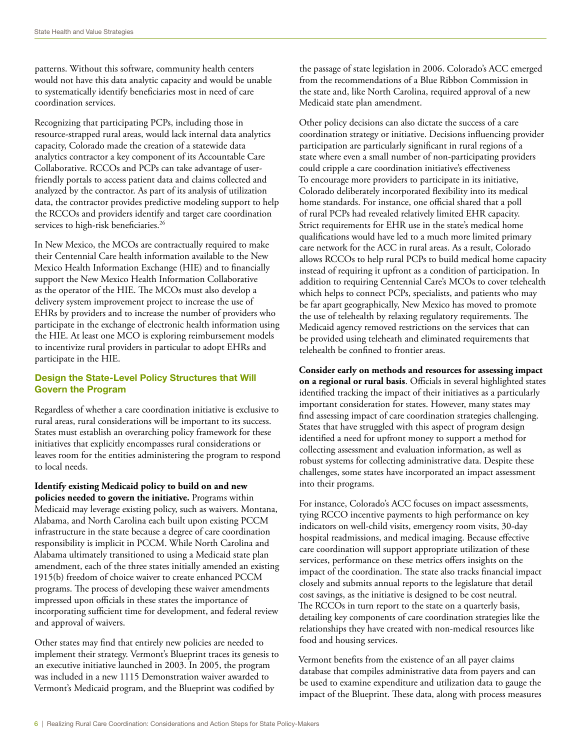patterns. Without this software, community health centers would not have this data analytic capacity and would be unable to systematically identify beneficiaries most in need of care coordination services.

Recognizing that participating PCPs, including those in resource-strapped rural areas, would lack internal data analytics capacity, Colorado made the creation of a statewide data analytics contractor a key component of its Accountable Care Collaborative. RCCOs and PCPs can take advantage of user-friendly portals to access patient data and claims collected and analyzed by the contractor. As part of its analysis of utilization data, the contractor provides predictive modeling support to help the RCCOs and providers identify and target care coordination services to high-risk beneficiaries.[26]

In New Mexico, the MCOs are contractually required to make their Centennial Care health information available to the New Mexico Health Information Exchange (HIE) and to financially support the New Mexico Health Information Collaborative as the operator of the HIE. The MCOs must also develop a delivery system improvement project to increase the use of EHRs by providers and to increase the number of providers who participate in the exchange of electronic health information using the HIE. At least one MCO is exploring reimbursement models to incentivize rural providers in particular to adopt EHRs and participate in the HIE.

### Design the State-Level Policy Structures that Will Govern the Program

Regardless of whether a care coordination initiative is exclusive to rural areas, rural considerations will be important to its success. States must establish an overarching policy framework for these initiatives that explicitly encompasses rural considerations or leaves room for the entities administering the program to respond to local needs.

**Identify existing Medicaid policy to build on and new policies needed to govern the initiative.** Programs within Medicaid may leverage existing policy, such as waivers. Montana, Alabama, and North Carolina each built upon existing PCCM infrastructure in the state because a degree of care coordination responsibility is implicit in PCCM. While North Carolina and Alabama ultimately transitioned to using a Medicaid state plan amendment, each of the three states initially amended an existing 1915(b) freedom of choice waiver to create enhanced PCCM programs. The process of developing these waiver amendments impressed upon officials in these states the importance of incorporating sufficient time for development, and federal review and approval of waivers.

Other states may find that entirely new policies are needed to implement their strategy. Vermont's Blueprint traces its genesis to an executive initiative launched in 2003. In 2005, the program was included in a new 1115 Demonstration waiver awarded to Vermont's Medicaid program, and the Blueprint was codified by the passage of state legislation in 2006. Colorado's ACC emerged from the recommendations of a Blue Ribbon Commission in the state and, like North Carolina, required approval of a new Medicaid state plan amendment.

Other policy decisions can also dictate the success of a care coordination strategy or initiative. Decisions influencing provider participation are particularly significant in rural regions of a state where even a small number of non-participating providers could cripple a care coordination initiative's effectiveness To encourage more providers to participate in its initiative, Colorado deliberately incorporated flexibility into its medical home standards. For instance, one official shared that a poll of rural PCPs had revealed relatively limited EHR capacity. Strict requirements for EHR use in the state's medical home qualifications would have led to a much more limited primary care network for the ACC in rural areas. As a result, Colorado allows RCCOs to help rural PCPs to build medical home capacity instead of requiring it upfront as a condition of participation. In addition to requiring Centennial Care's MCOs to cover telehealth which helps to connect PCPs, specialists, and patients who may be far apart geographically, New Mexico has moved to promote the use of telehealth by relaxing regulatory requirements. The Medicaid agency removed restrictions on the services that can be provided using teleheath and eliminated requirements that telehealth be confined to frontier areas.

**Consider early on methods and resources for assessing impact on a regional or rural basis**. Officials in several highlighted states identified tracking the impact of their initiatives as a particularly important consideration for states. However, many states may find assessing impact of care coordination strategies challenging. States that have struggled with this aspect of program design identified a need for upfront money to support a method for collecting assessment and evaluation information, as well as robust systems for collecting administrative data. Despite these challenges, some states have incorporated an impact assessment into their programs.

For instance, Colorado's ACC focuses on impact assessments, tying RCCO incentive payments to high performance on key indicators on well-child visits, emergency room visits, 30-day hospital readmissions, and medical imaging. Because effective care coordination will support appropriate utilization of these services, performance on these metrics offers insights on the impact of the coordination. The state also tracks financial impact closely and submits annual reports to the legislature that detail cost savings, as the initiative is designed to be cost neutral. The RCCOs in turn report to the state on a quarterly basis, detailing key components of care coordination strategies like the relationships they have created with non-medical resources like food and housing services.

Vermont benefits from the existence of an all payer claims database that compiles administrative data from payers and can be used to examine expenditure and utilization data to gauge the impact of the Blueprint. These data, along with process measures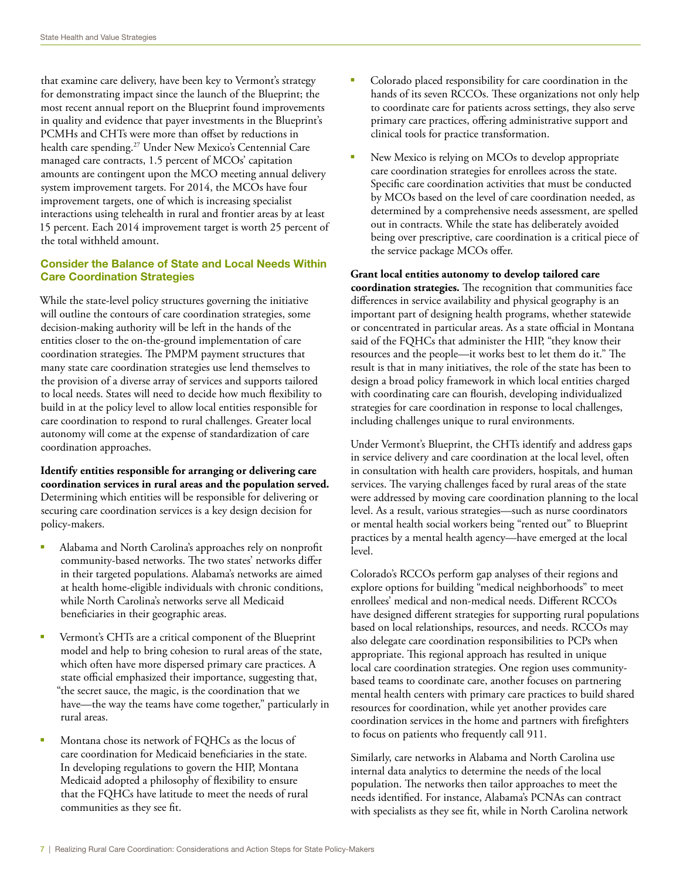that examine care delivery, have been key to Vermont's strategy for demonstrating impact since the launch of the Blueprint; the most recent annual report on the Blueprint found improvements in quality and evidence that payer investments in the Blueprint's PCMHs and CHTs were more than offset by reductions in health care spending.[27] Under New Mexico's Centennial Care managed care contracts, 1.5 percent of MCOs' capitation amounts are contingent upon the MCO meeting annual delivery system improvement targets. For 2014, the MCOs have four improvement targets, one of which is increasing specialist interactions using telehealth in rural and frontier areas by at least 15 percent. Each 2014 improvement target is worth 25 percent of the total withheld amount.

## Consider the Balance of State and Local Needs Within Care Coordination Strategies

While the state-level policy structures governing the initiative will outline the contours of care coordination strategies, some decision-making authority will be left in the hands of the entities closer to the on-the-ground implementation of care coordination strategies. The PMPM payment structures that many state care coordination strategies use lend themselves to the provision of a diverse array of services and supports tailored to local needs. States will need to decide how much flexibility to build in at the policy level to allow local entities responsible for care coordination to respond to rural challenges. Greater local autonomy will come at the expense of standardization of care coordination approaches.

**Identify entities responsible for arranging or delivering care coordination services in rural areas and the population served.** Determining which entities will be responsible for delivering or securing care coordination services is a key design decision for policy-makers.

- Alabama and North Carolina's approaches rely on nonprofit community-based networks. The two states' networks differ in their targeted populations. Alabama's networks are aimed at health home-eligible individuals with chronic conditions, while North Carolina's networks serve all Medicaid beneficiaries in their geographic areas.
- Vermont's CHTs are a critical component of the Blueprint model and help to bring cohesion to rural areas of the state, which often have more dispersed primary care practices. A state official emphasized their importance, suggesting that, "the secret sauce, the magic, is the coordination that we have—the way the teams have come together," particularly in rural areas.
- Montana chose its network of FQHCs as the locus of care coordination for Medicaid beneficiaries in the state. In developing regulations to govern the HIP, Montana Medicaid adopted a philosophy of flexibility to ensure that the FQHCs have latitude to meet the needs of rural communities as they see fit.
- Colorado placed responsibility for care coordination in the hands of its seven RCCOs. These organizations not only help to coordinate care for patients across settings, they also serve primary care practices, offering administrative support and clinical tools for practice transformation.
- New Mexico is relying on MCOs to develop appropriate care coordination strategies for enrollees across the state. Specific care coordination activities that must be conducted by MCOs based on the level of care coordination needed, as determined by a comprehensive needs assessment, are spelled out in contracts. While the state has deliberately avoided being over prescriptive, care coordination is a critical piece of the service package MCOs offer.

**Grant local entities autonomy to develop tailored care coordination strategies.** The recognition that communities face differences in service availability and physical geography is an important part of designing health programs, whether statewide or concentrated in particular areas. As a state official in Montana said of the FQHCs that administer the HIP, "they know their resources and the people—it works best to let them do it." The result is that in many initiatives, the role of the state has been to design a broad policy framework in which local entities charged with coordinating care can flourish, developing individualized strategies for care coordination in response to local challenges, including challenges unique to rural environments.

Under Vermont's Blueprint, the CHTs identify and address gaps in service delivery and care coordination at the local level, often in consultation with health care providers, hospitals, and human services. The varying challenges faced by rural areas of the state were addressed by moving care coordination planning to the local level. As a result, various strategies—such as nurse coordinators or mental health social workers being "rented out" to Blueprint practices by a mental health agency—have emerged at the local level.

Colorado's RCCOs perform gap analyses of their regions and explore options for building "medical neighborhoods" to meet enrollees' medical and non-medical needs. Different RCCOs have designed different strategies for supporting rural populations based on local relationships, resources, and needs. RCCOs may also delegate care coordination responsibilities to PCPs when appropriate. This regional approach has resulted in unique local care coordination strategies. One region uses community-based teams to coordinate care, another focuses on partnering mental health centers with primary care practices to build shared resources for coordination, while yet another provides care coordination services in the home and partners with firefighters to focus on patients who frequently call 911.

Similarly, care networks in Alabama and North Carolina use internal data analytics to determine the needs of the local population. The networks then tailor approaches to meet the needs identified. For instance, Alabama's PCNAs can contract with specialists as they see fit, while in North Carolina network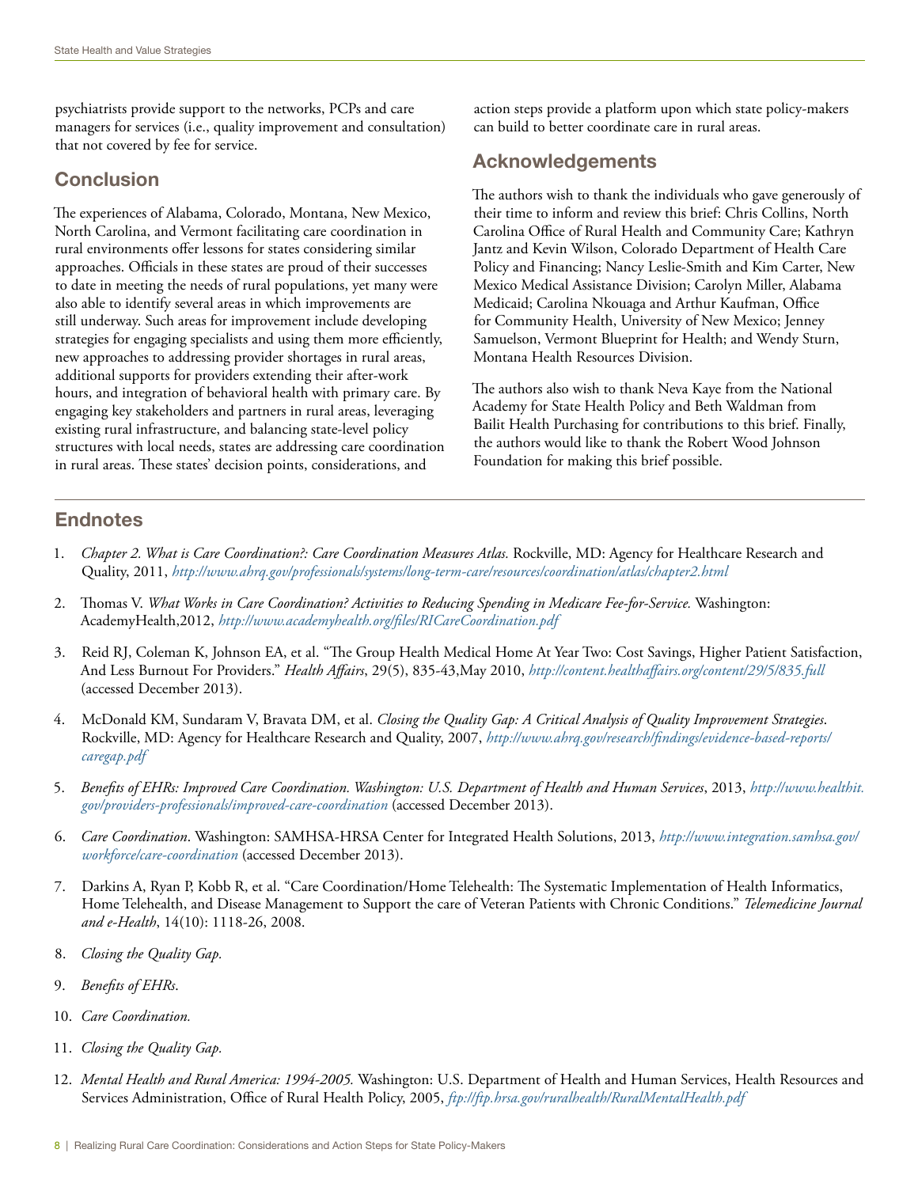psychiatrists provide support to the networks, PCPs and care managers for services (i.e., quality improvement and consultation) that not covered by fee for service.

## Conclusion

The experiences of Alabama, Colorado, Montana, New Mexico, North Carolina, and Vermont facilitating care coordination in rural environments offer lessons for states considering similar approaches. Officials in these states are proud of their successes to date in meeting the needs of rural populations, yet many were also able to identify several areas in which improvements are still underway. Such areas for improvement include developing strategies for engaging specialists and using them more efficiently, new approaches to addressing provider shortages in rural areas, additional supports for providers extending their after-work hours, and integration of behavioral health with primary care. By engaging key stakeholders and partners in rural areas, leveraging existing rural infrastructure, and balancing state-level policy structures with local needs, states are addressing care coordination in rural areas. These states' decision points, considerations, and action steps provide a platform upon which state policy-makers can build to better coordinate care in rural areas.

## Acknowledgements

The authors wish to thank the individuals who gave generously of their time to inform and review this brief: Chris Collins, North Carolina Office of Rural Health and Community Care; Kathryn Jantz and Kevin Wilson, Colorado Department of Health Care Policy and Financing; Nancy Leslie-Smith and Kim Carter, New Mexico Medical Assistance Division; Carolyn Miller, Alabama Medicaid; Carolina Nkouaga and Arthur Kaufman, Office for Community Health, University of New Mexico; Jenney Samuelson, Vermont Blueprint for Health; and Wendy Sturn, Montana Health Resources Division.

The authors also wish to thank Neva Kaye from the National Academy for State Health Policy and Beth Waldman from Bailit Health Purchasing for contributions to this brief. Finally, the authors would like to thank the Robert Wood Johnson Foundation for making this brief possible.

## Endnotes

1. *Chapter 2. What is Care Coordination?: Care Coordination Measures Atlas.* Rockville, MD: Agency for Healthcare Research and Quality, 2011, *http://www.ahrq.gov/professionals/systems/long-term-care/resources/coordination/atlas/chapter2.html*
2. Thomas V. *What Works in Care Coordination? Activities to Reducing Spending in Medicare Fee-for-Service.* Washington: AcademyHealth,2012, *http://www.academyhealth.org/files/RICareCoordination.pdf*
3. Reid RJ, Coleman K, Johnson EA, et al. "The Group Health Medical Home At Year Two: Cost Savings, Higher Patient Satisfaction, And Less Burnout For Providers." *Health Affairs*, 29(5), 835-43,May 2010, *http://content.healthaffairs.org/content/29/5/835.full* (accessed December 2013).
4. McDonald KM, Sundaram V, Bravata DM, et al. *Closing the Quality Gap: A Critical Analysis of Quality Improvement Strategies*. Rockville, MD: Agency for Healthcare Research and Quality, 2007, *http://www.ahrq.gov/research/findings/evidence-based-reports/caregap.pdf*
5. *Benefits of EHRs: Improved Care Coordination. Washington: U.S. Department of Health and Human Services*, 2013, *http://www.healthit.gov/providers-professionals/improved-care-coordination* (accessed December 2013).
6. *Care Coordination*. Washington: SAMHSA-HRSA Center for Integrated Health Solutions, 2013, *http://www.integration.samhsa.gov/workforce/care-coordination* (accessed December 2013).
7. Darkins A, Ryan P, Kobb R, et al. "Care Coordination/Home Telehealth: The Systematic Implementation of Health Informatics, Home Telehealth, and Disease Management to Support the care of Veteran Patients with Chronic Conditions." *Telemedicine Journal and e-Health*, 14(10): 1118-26, 2008.
8. *Closing the Quality Gap.*
9. *Benefits of EHRs*.
10. *Care Coordination.*
11. *Closing the Quality Gap.*
12. *Mental Health and Rural America: 1994-2005.* Washington: U.S. Department of Health and Human Services, Health Resources and Services Administration, Office of Rural Health Policy, 2005, *ftp://ftp.hrsa.gov/ruralhealth/RuralMentalHealth.pdf*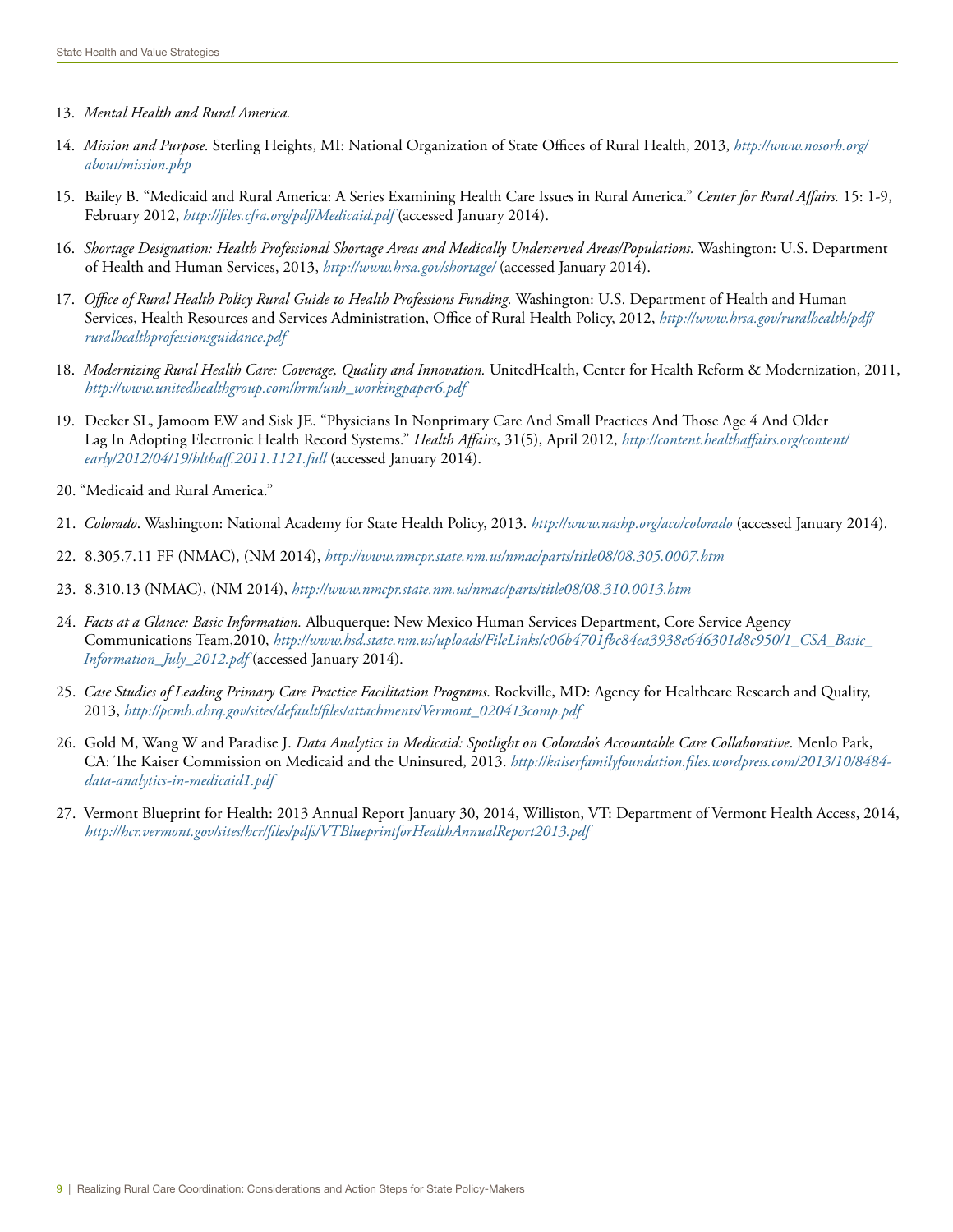13. *Mental Health and Rural America.*

14. *Mission and Purpose.* Sterling Heights, MI: National Organization of State Offices of Rural Health, 2013, *http://www.nosorh.org/about/mission.php*

15. Bailey B. "Medicaid and Rural America: A Series Examining Health Care Issues in Rural America." *Center for Rural Affairs.* 15: 1-9, February 2012, *http://files.cfra.org/pdf/Medicaid.pdf* (accessed January 2014).

16. *Shortage Designation: Health Professional Shortage Areas and Medically Underserved Areas/Populations.* Washington: U.S. Department of Health and Human Services, 2013, *http://www.hrsa.gov/shortage/* (accessed January 2014).

17. *Office of Rural Health Policy Rural Guide to Health Professions Funding.* Washington: U.S. Department of Health and Human Services, Health Resources and Services Administration, Office of Rural Health Policy, 2012, *http://www.hrsa.gov/ruralhealth/pdf/ruralhealthprofessionsguidance.pdf*

18. *Modernizing Rural Health Care: Coverage, Quality and Innovation.* UnitedHealth, Center for Health Reform & Modernization, 2011, *http://www.unitedhealthgroup.com/hrm/unh_workingpaper6.pdf*

19. Decker SL, Jamoom EW and Sisk JE. "Physicians In Nonprimary Care And Small Practices And Those Age 4 And Older Lag In Adopting Electronic Health Record Systems." *Health Affairs*, 31(5), April 2012, *http://content.healthaffairs.org/content/early/2012/04/19/hlthaff.2011.1121.full* (accessed January 2014).

20. "Medicaid and Rural America."

21. *Colorado*. Washington: National Academy for State Health Policy, 2013. *http://www.nashp.org/aco/colorado* (accessed January 2014).

22. 8.305.7.11 FF (NMAC), (NM 2014), *http://www.nmcpr.state.nm.us/nmac/parts/title08/08.305.0007.htm*

23. 8.310.13 (NMAC), (NM 2014), *http://www.nmcpr.state.nm.us/nmac/parts/title08/08.310.0013.htm*

24. *Facts at a Glance: Basic Information.* Albuquerque: New Mexico Human Services Department, Core Service Agency Communications Team,2010, *http://www.hsd.state.nm.us/uploads/FileLinks/c06b4701fbc84ea3938e646301d8c950/1_CSA_Basic_Information_July_2012.pdf* (accessed January 2014).

25. *Case Studies of Leading Primary Care Practice Facilitation Programs*. Rockville, MD: Agency for Healthcare Research and Quality, 2013, *http://pcmh.ahrq.gov/sites/default/files/attachments/Vermont_020413comp.pdf*

26. Gold M, Wang W and Paradise J. *Data Analytics in Medicaid: Spotlight on Colorado's Accountable Care Collaborative*. Menlo Park, CA: The Kaiser Commission on Medicaid and the Uninsured, 2013. *http://kaiserfamilyfoundation.files.wordpress.com/2013/10/8484-data-analytics-in-medicaid1.pdf*

27. Vermont Blueprint for Health: 2013 Annual Report January 30, 2014, Williston, VT: Department of Vermont Health Access, 2014, *http://hcr.vermont.gov/sites/hcr/files/pdfs/VTBlueprintforHealthAnnualReport2013.pdf*